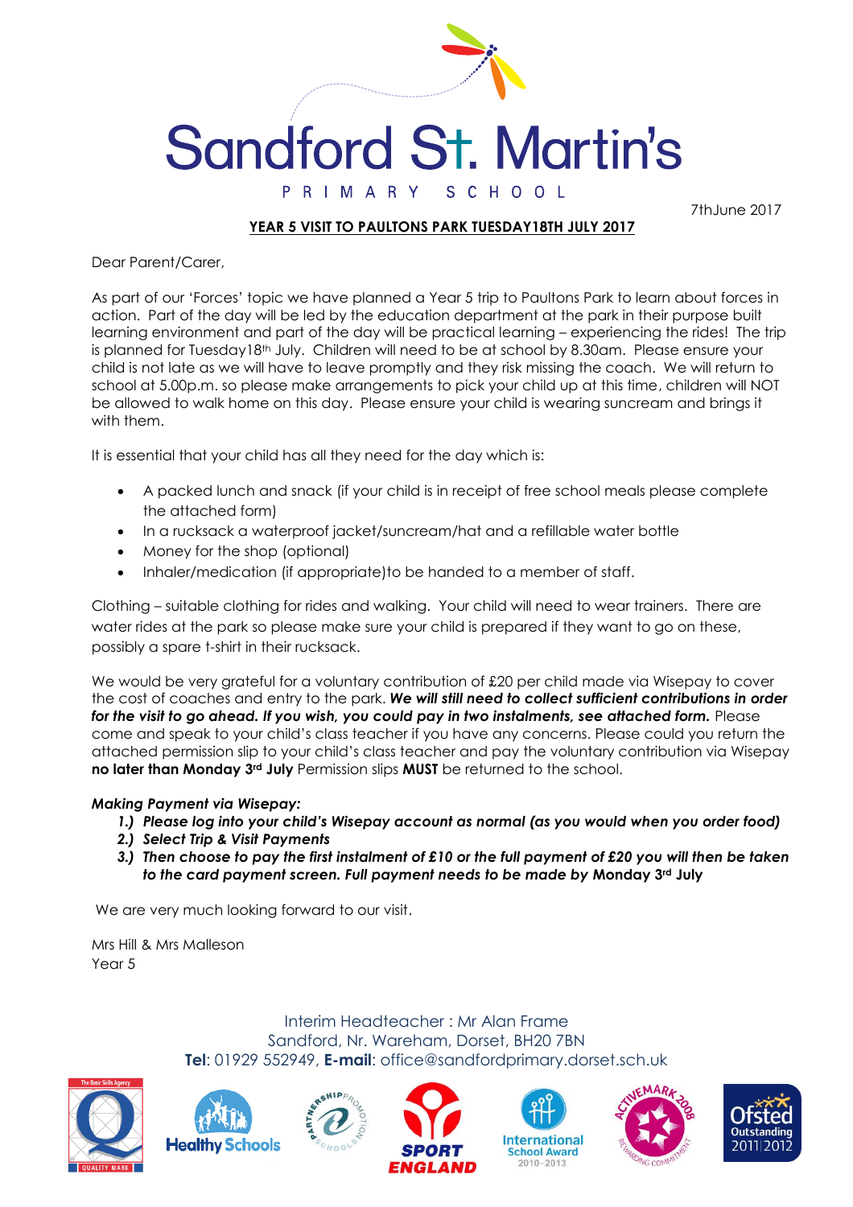# Sandford St. Martin's

PRIMARY SCHOOL

7thJune 2017

**YEAR 5 VISIT TO PAULTONS PARK TUESDAY18TH JULY 2017**

Dear Parent/Carer,

As part of our 'Forces' topic we have planned a Year 5 trip to Paultons Park to learn about forces in action. Part of the day will be led by the education department at the park in their purpose built learning environment and part of the day will be practical learning – experiencing the rides! The trip is planned for Tuesday18th July. Children will need to be at school by 8.30am. Please ensure your child is not late as we will have to leave promptly and they risk missing the coach. We will return to school at 5.00p.m. so please make arrangements to pick your child up at this time, children will NOT be allowed to walk home on this day. Please ensure your child is wearing suncream and brings it with them.

It is essential that your child has all they need for the day which is:

- A packed lunch and snack (if your child is in receipt of free school meals please complete the attached form)
- In a rucksack a waterproof jacket/suncream/hat and a refillable water bottle
- Money for the shop (optional)
- Inhaler/medication (if appropriate)to be handed to a member of staff.

Clothing – suitable clothing for rides and walking. Your child will need to wear trainers. There are water rides at the park so please make sure your child is prepared if they want to go on these, possibly a spare t-shirt in their rucksack.

We would be very grateful for a voluntary contribution of £20 per child made via Wisepay to cover the cost of coaches and entry to the park. ***We will still need to collect sufficient contributions in order for the visit to go ahead. If you wish, you could pay in two instalments, see attached form.*** Please come and speak to your child's class teacher if you have any concerns. Please could you return the attached permission slip to your child's class teacher and pay the voluntary contribution via Wisepay **no later than Monday 3rd July** Permission slips **MUST** be returned to the school.

***Making Payment via Wisepay:***

1. ***Please log into your child's Wisepay account as normal (as you would when you order food)***
2. ***Select Trip & Visit Payments***
3. ***Then choose to pay the first instalment of £10 or the full payment of £20 you will then be taken to the card payment screen. Full payment needs to be made by* Monday 3rd July**

We are very much looking forward to our visit.

Mrs Hill & Mrs Malleson
Year 5

Interim Headteacher : Mr Alan Frame
Sandford, Nr. Wareham, Dorset, BH20 7BN
**Tel**: 01929 552949, **E-mail**: office@sandfordprimary.dorset.sch.uk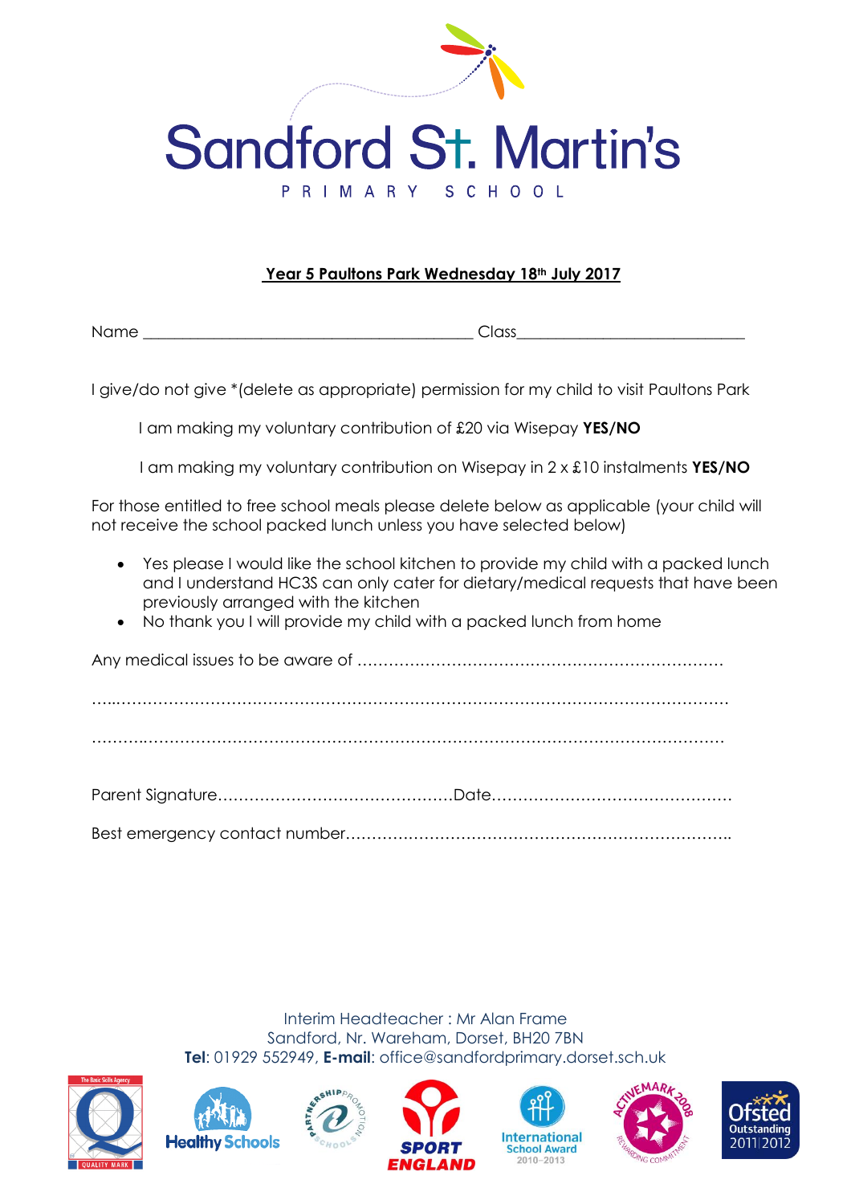# Sandford St. Martin's

PRIMARY SCHOOL

**Year 5 Paultons Park Wednesday 18th July 2017**

Name ________________________________________ Class ___________________________

I give/do not give *(delete as appropriate) permission for my child to visit Paultons Park

I am making my voluntary contribution of £20 via Wisepay **YES/NO**

I am making my voluntary contribution on Wisepay in 2 x £10 instalments **YES/NO**

For those entitled to free school meals please delete below as applicable (your child will not receive the school packed lunch unless you have selected below)

- Yes please I would like the school kitchen to provide my child with a packed lunch and I understand HC3S can only cater for dietary/medical requests that have been previously arranged with the kitchen
- No thank you I will provide my child with a packed lunch from home

Any medical issues to be aware of ……………………………………………………………

……………………………………………………………………………………………………………

……………………………………………………………………………………………………………

Parent Signature………………………………………Date………………………………………

Best emergency contact number…………………………………………………………………..

Interim Headteacher : Mr Alan Frame
Sandford, Nr. Wareham, Dorset, BH20 7BN
**Tel**: 01929 552949, **E-mail**: office@sandfordprimary.dorset.sch.uk